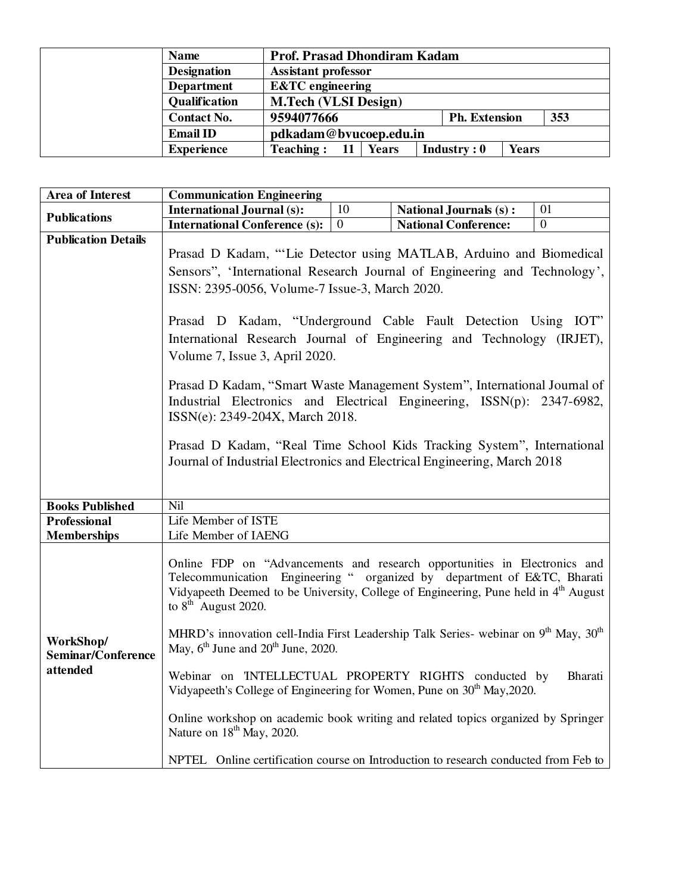| Name | Prof. Prasad Dhondiram Kadam | | | |
|---|---|---|---|---|
| Designation | Assistant professor | | | |
| Department | E&TC engineering | | | |
| Qualification | M.Tech (VLSI Design) | | | |
| Contact No. | 9594077666 | | Ph. Extension | 353 |
| Email ID | pdkadam@bvucoep.edu.in | | | |
| Experience | Teaching : 11 | Years | Industry : 0 | Years |

| Area of Interest | Communication Engineering | | | |
|---|---|---|---|---|
| Publications | International Journal (s): | 10 | National Journals (s) : | 01 |
| | International Conference (s): | 0 | National Conference: | 0 |
| Publication Details | Prasad D Kadam, "'Lie Detector using MATLAB, Arduino and Biomedical Sensors", 'International Research Journal of Engineering and Technology', ISSN: 2395-0056, Volume-7 Issue-3, March 2020.<br><br>Prasad D Kadam, "Underground Cable Fault Detection Using IOT" International Research Journal of Engineering and Technology (IRJET), Volume 7, Issue 3, April 2020.<br><br>Prasad D Kadam, "Smart Waste Management System", International Journal of Industrial Electronics and Electrical Engineering, ISSN(p): 2347-6982, ISSN(e): 2349-204X, March 2018.<br><br>Prasad D Kadam, "Real Time School Kids Tracking System", International Journal of Industrial Electronics and Electrical Engineering, March 2018 | | | |
| Books Published | Nil | | | |
| Professional Memberships | Life Member of ISTE<br>Life Member of IAENG | | | |
| WorkShop/ Seminar/Conference attended | Online FDP on "Advancements and research opportunities in Electronics and Telecommunication Engineering " organized by department of E&TC, Bharati Vidyapeeth Deemed to be University, College of Engineering, Pune held in 4th August to 8th August 2020.<br><br>MHRD's innovation cell-India First Leadership Talk Series- webinar on 9th May, 30th May, 6th June and 20th June, 2020.<br><br>Webinar on 'INTELLECTUAL PROPERTY RIGHTS conducted by Bharati Vidyapeeth's College of Engineering for Women, Pune on 30th May,2020.<br><br>Online workshop on academic book writing and related topics organized by Springer Nature on 18th May, 2020.<br><br>NPTEL Online certification course on Introduction to research conducted from Feb to | | | |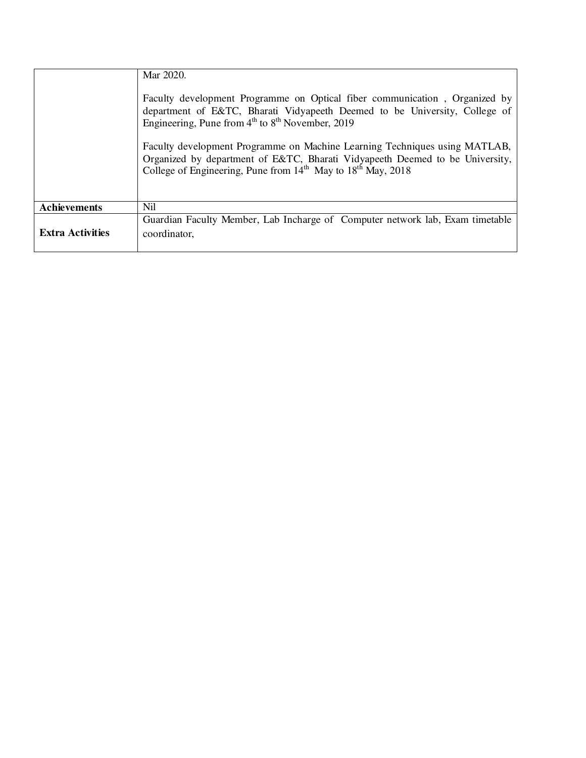| | |
|---|---|
| | Mar 2020.<br><br>Faculty development Programme on Optical fiber communication , Organized by department of E&TC, Bharati Vidyapeeth Deemed to be University, College of Engineering, Pune from 4th to 8th November, 2019<br><br>Faculty development Programme on Machine Learning Techniques using MATLAB, Organized by department of E&TC, Bharati Vidyapeeth Deemed to be University, College of Engineering, Pune from 14th May to 18th May, 2018 |
| **Achievements** | Nil |
| **Extra Activities** | Guardian Faculty Member, Lab Incharge of Computer network lab, Exam timetable coordinator, |